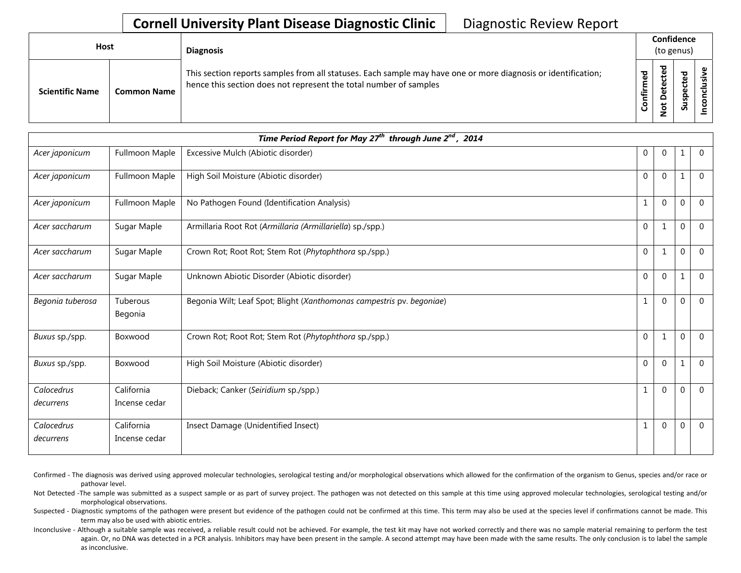# Cornell University Plant Disease Diagnostic Clinic

Diagnostic Review Report

| Host | | Diagnosis | Confidence (to genus) | | | |
|---|---|---|---|---|---|---|
| Scientific Name | Common Name | This section reports samples from all statuses. Each sample may have one or more diagnosis or identification; hence this section does not represent the total number of samples | Confirmed | Not Detected | Suspected | Inconclusive |

| *Time Period Report for May 27th through June 2nd, 2014* | | | | | | |
|---|---|---|---|---|---|---|
| *Acer japonicum* | Fullmoon Maple | Excessive Mulch (Abiotic disorder) | 0 | 0 | 1 | 0 |
| *Acer japonicum* | Fullmoon Maple | High Soil Moisture (Abiotic disorder) | 0 | 0 | 1 | 0 |
| *Acer japonicum* | Fullmoon Maple | No Pathogen Found (Identification Analysis) | 1 | 0 | 0 | 0 |
| *Acer saccharum* | Sugar Maple | Armillaria Root Rot (*Armillaria (Armillariella)* sp./spp.) | 0 | 1 | 0 | 0 |
| *Acer saccharum* | Sugar Maple | Crown Rot; Root Rot; Stem Rot (*Phytophthora* sp./spp.) | 0 | 1 | 0 | 0 |
| *Acer saccharum* | Sugar Maple | Unknown Abiotic Disorder (Abiotic disorder) | 0 | 0 | 1 | 0 |
| *Begonia tuberosa* | Tuberous Begonia | Begonia Wilt; Leaf Spot; Blight (*Xanthomonas campestris* pv. *begoniae*) | 1 | 0 | 0 | 0 |
| *Buxus* sp./spp. | Boxwood | Crown Rot; Root Rot; Stem Rot (*Phytophthora* sp./spp.) | 0 | 1 | 0 | 0 |
| *Buxus* sp./spp. | Boxwood | High Soil Moisture (Abiotic disorder) | 0 | 0 | 1 | 0 |
| *Calocedrus decurrens* | California Incense cedar | Dieback; Canker (*Seiridium* sp./spp.) | 1 | 0 | 0 | 0 |
| *Calocedrus decurrens* | California Incense cedar | Insect Damage (Unidentified Insect) | 1 | 0 | 0 | 0 |

Confirmed - The diagnosis was derived using approved molecular technologies, serological testing and/or morphological observations which allowed for the confirmation of the organism to Genus, species and/or race or pathovar level.

Not Detected -The sample was submitted as a suspect sample or as part of survey project. The pathogen was not detected on this sample at this time using approved molecular technologies, serological testing and/or morphological observations.

Suspected - Diagnostic symptoms of the pathogen were present but evidence of the pathogen could not be confirmed at this time. This term may also be used at the species level if confirmations cannot be made. This term may also be used with abiotic entries.

Inconclusive - Although a suitable sample was received, a reliable result could not be achieved. For example, the test kit may have not worked correctly and there was no sample material remaining to perform the test again. Or, no DNA was detected in a PCR analysis. Inhibitors may have been present in the sample. A second attempt may have been made with the same results. The only conclusion is to label the sample as inconclusive.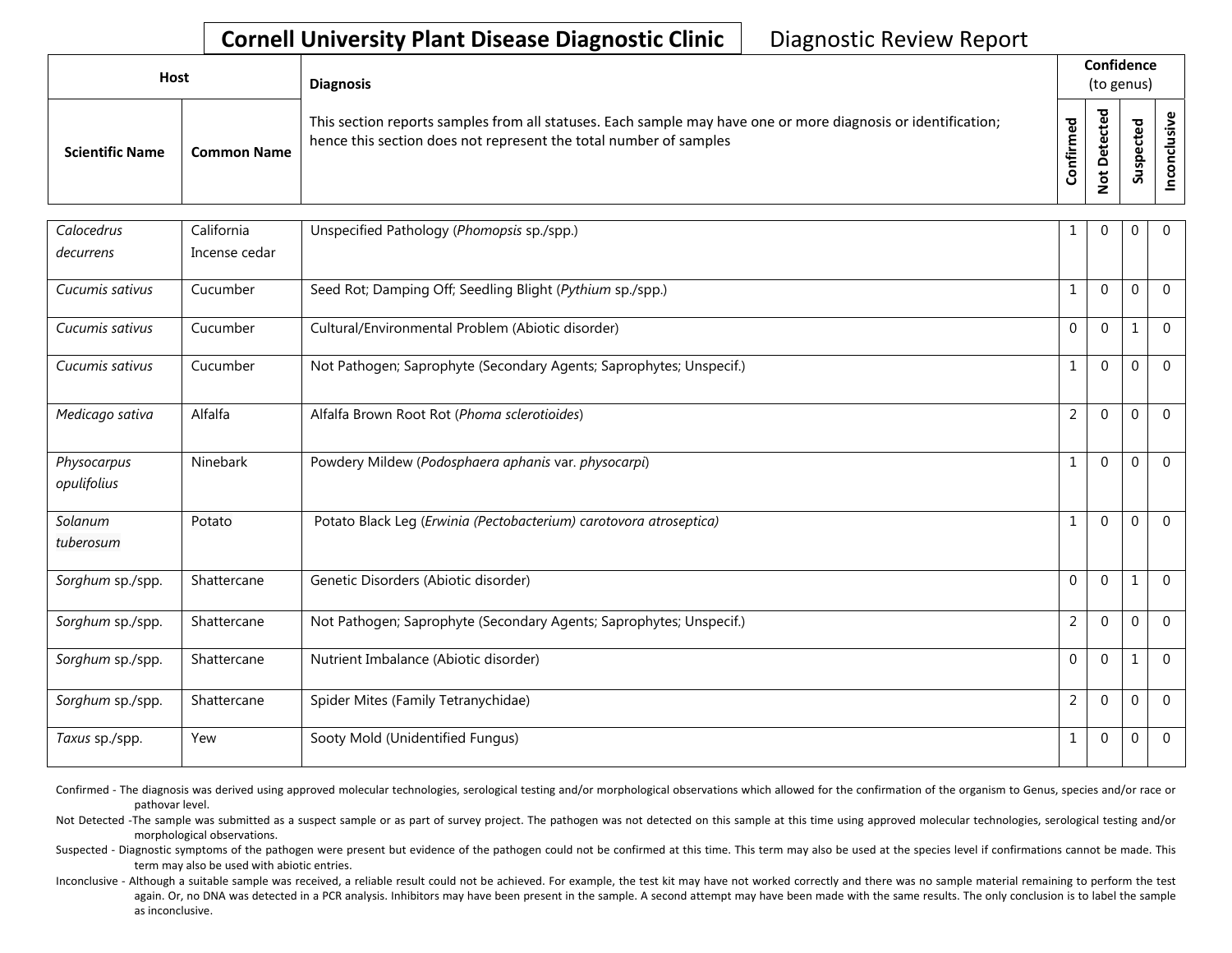# Cornell University Plant Disease Diagnostic Clinic — Diagnostic Review Report

| Host | | Diagnosis | Confidence (to genus) | | | |
|---|---|---|---|---|---|---|
| Scientific Name | Common Name | This section reports samples from all statuses. Each sample may have one or more diagnosis or identification; hence this section does not represent the total number of samples | Confirmed | Not Detected | Suspected | Inconclusive |
| *Calocedrus decurrens* | California Incense cedar | Unspecified Pathology (*Phomopsis* sp./spp.) | 1 | 0 | 0 | 0 |
| *Cucumis sativus* | Cucumber | Seed Rot; Damping Off; Seedling Blight (*Pythium* sp./spp.) | 1 | 0 | 0 | 0 |
| *Cucumis sativus* | Cucumber | Cultural/Environmental Problem (Abiotic disorder) | 0 | 0 | 1 | 0 |
| *Cucumis sativus* | Cucumber | Not Pathogen; Saprophyte (Secondary Agents; Saprophytes; Unspecif.) | 1 | 0 | 0 | 0 |
| *Medicago sativa* | Alfalfa | Alfalfa Brown Root Rot (*Phoma sclerotioides*) | 2 | 0 | 0 | 0 |
| *Physocarpus opulifolius* | Ninebark | Powdery Mildew (*Podosphaera aphanis* var. *physocarpi*) | 1 | 0 | 0 | 0 |
| *Solanum tuberosum* | Potato | Potato Black Leg (*Erwinia (Pectobacterium) carotovora atroseptica)* | 1 | 0 | 0 | 0 |
| *Sorghum* sp./spp. | Shattercane | Genetic Disorders (Abiotic disorder) | 0 | 0 | 1 | 0 |
| *Sorghum* sp./spp. | Shattercane | Not Pathogen; Saprophyte (Secondary Agents; Saprophytes; Unspecif.) | 2 | 0 | 0 | 0 |
| *Sorghum* sp./spp. | Shattercane | Nutrient Imbalance (Abiotic disorder) | 0 | 0 | 1 | 0 |
| *Sorghum* sp./spp. | Shattercane | Spider Mites (Family Tetranychidae) | 2 | 0 | 0 | 0 |
| *Taxus* sp./spp. | Yew | Sooty Mold (Unidentified Fungus) | 1 | 0 | 0 | 0 |

Confirmed - The diagnosis was derived using approved molecular technologies, serological testing and/or morphological observations which allowed for the confirmation of the organism to Genus, species and/or race or pathovar level.

Not Detected -The sample was submitted as a suspect sample or as part of survey project. The pathogen was not detected on this sample at this time using approved molecular technologies, serological testing and/or morphological observations.

Suspected - Diagnostic symptoms of the pathogen were present but evidence of the pathogen could not be confirmed at this time. This term may also be used at the species level if confirmations cannot be made. This term may also be used with abiotic entries.

Inconclusive - Although a suitable sample was received, a reliable result could not be achieved. For example, the test kit may have not worked correctly and there was no sample material remaining to perform the test again. Or, no DNA was detected in a PCR analysis. Inhibitors may have been present in the sample. A second attempt may have been made with the same results. The only conclusion is to label the sample as inconclusive.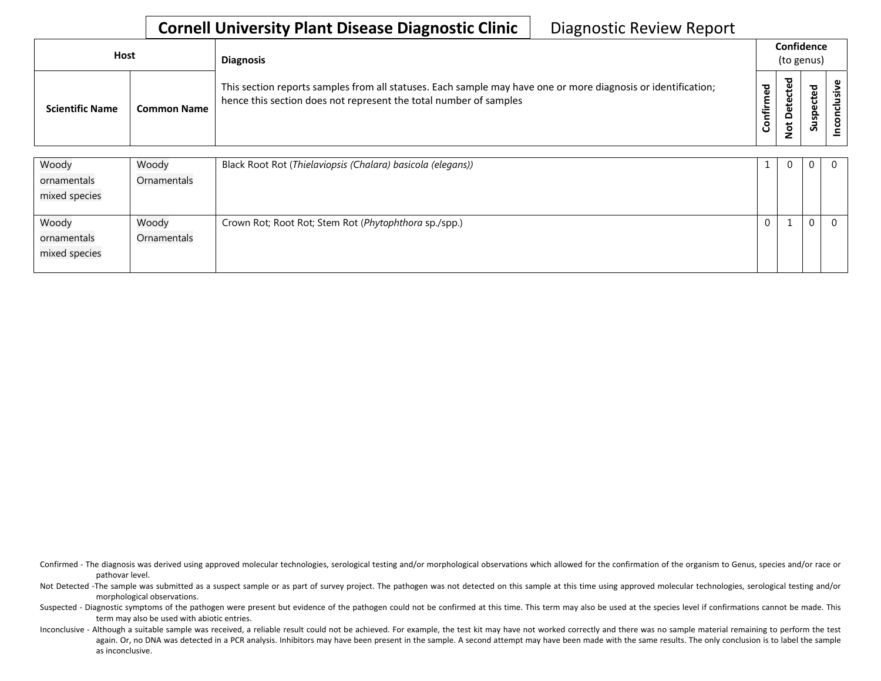**Cornell University Plant Disease Diagnostic Clinic** Diagnostic Review Report

| Host | | Diagnosis | Confidence (to genus) | | | |
|---|---|---|---|---|---|---|
| **Scientific Name** | **Common Name** | This section reports samples from all statuses. Each sample may have one or more diagnosis or identification; hence this section does not represent the total number of samples | **Confirmed** | **Not Detected** | **Suspected** | **Inconclusive** |
| Woody ornamentals mixed species | Woody Ornamentals | Black Root Rot (*Thielaviopsis (Chalara) basicola (elegans))* | 1 | 0 | 0 | 0 |
| Woody ornamentals mixed species | Woody Ornamentals | Crown Rot; Root Rot; Stem Rot (*Phytophthora* sp./spp.) | 0 | 1 | 0 | 0 |

Confirmed - The diagnosis was derived using approved molecular technologies, serological testing and/or morphological observations which allowed for the confirmation of the organism to Genus, species and/or race or pathovar level.

Not Detected -The sample was submitted as a suspect sample or as part of survey project. The pathogen was not detected on this sample at this time using approved molecular technologies, serological testing and/or morphological observations.

Suspected - Diagnostic symptoms of the pathogen were present but evidence of the pathogen could not be confirmed at this time. This term may also be used at the species level if confirmations cannot be made. This term may also be used with abiotic entries.

Inconclusive - Although a suitable sample was received, a reliable result could not be achieved. For example, the test kit may have not worked correctly and there was no sample material remaining to perform the test again. Or, no DNA was detected in a PCR analysis. Inhibitors may have been present in the sample. A second attempt may have been made with the same results. The only conclusion is to label the sample as inconclusive.